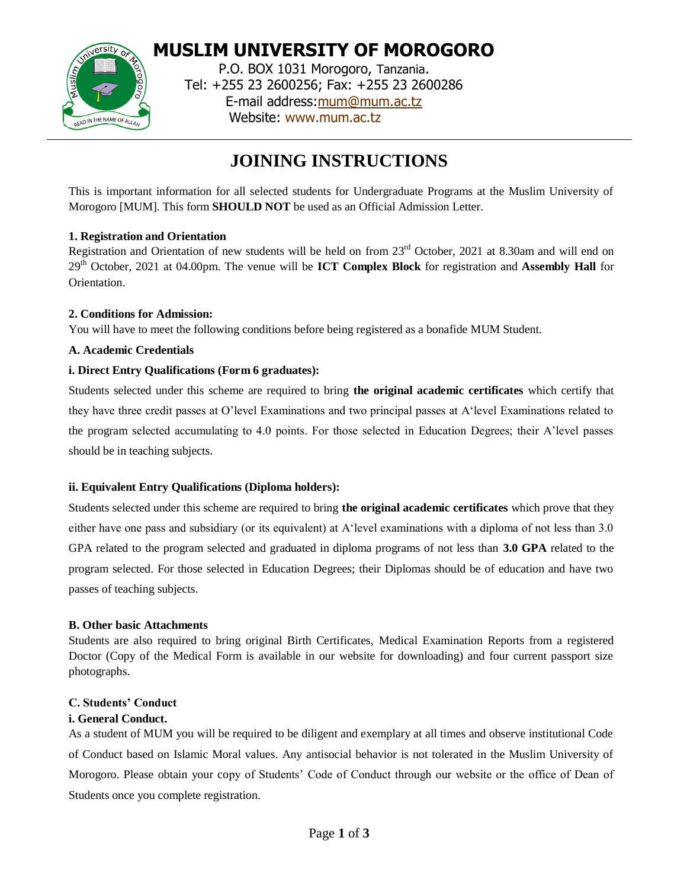# MUSLIM UNIVERSITY OF MOROGORO

P.O. BOX 1031 Morogoro, Tanzania.
Tel: +255 23 2600256; Fax: +255 23 2600286
E-mail address: mum@mum.ac.tz
Website: www.mum.ac.tz

## JOINING INSTRUCTIONS

This is important information for all selected students for Undergraduate Programs at the Muslim University of Morogoro [MUM]. This form **SHOULD NOT** be used as an Official Admission Letter.

### 1. Registration and Orientation

Registration and Orientation of new students will be held on from 23rd October, 2021 at 8.30am and will end on 29th October, 2021 at 04.00pm. The venue will be **ICT Complex Block** for registration and **Assembly Hall** for Orientation.

### 2. Conditions for Admission:

You will have to meet the following conditions before being registered as a bonafide MUM Student.

**A. Academic Credentials**

**i. Direct Entry Qualifications (Form 6 graduates):**

Students selected under this scheme are required to bring **the original academic certificates** which certify that they have three credit passes at O'level Examinations and two principal passes at A'level Examinations related to the program selected accumulating to 4.0 points. For those selected in Education Degrees; their A'level passes should be in teaching subjects.

**ii. Equivalent Entry Qualifications (Diploma holders):**

Students selected under this scheme are required to bring **the original academic certificates** which prove that they either have one pass and subsidiary (or its equivalent) at A'level examinations with a diploma of not less than 3.0 GPA related to the program selected and graduated in diploma programs of not less than **3.0 GPA** related to the program selected. For those selected in Education Degrees; their Diplomas should be of education and have two passes of teaching subjects.

**B. Other basic Attachments**

Students are also required to bring original Birth Certificates, Medical Examination Reports from a registered Doctor (Copy of the Medical Form is available in our website for downloading) and four current passport size photographs.

**C. Students' Conduct**

**i. General Conduct.**

As a student of MUM you will be required to be diligent and exemplary at all times and observe institutional Code of Conduct based on Islamic Moral values. Any antisocial behavior is not tolerated in the Muslim University of Morogoro. Please obtain your copy of Students' Code of Conduct through our website or the office of Dean of Students once you complete registration.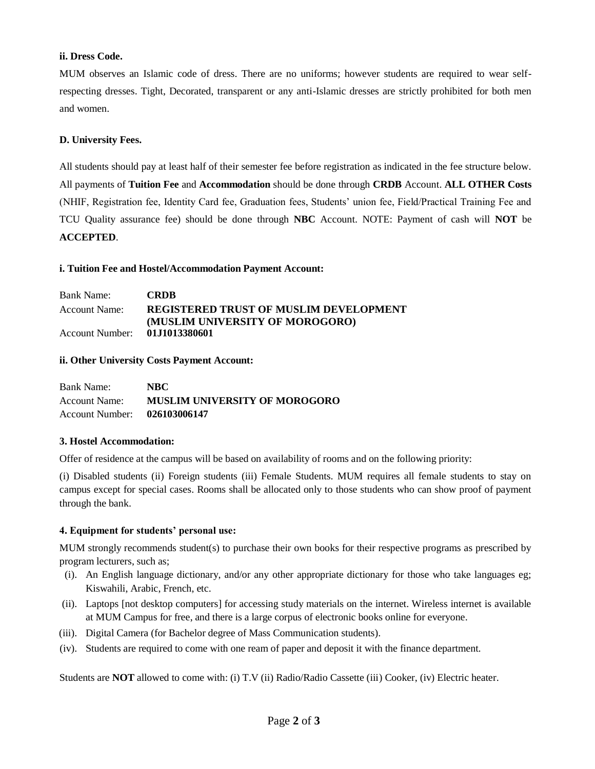**ii. Dress Code.**

MUM observes an Islamic code of dress. There are no uniforms; however students are required to wear self-respecting dresses. Tight, Decorated, transparent or any anti-Islamic dresses are strictly prohibited for both men and women.

**D. University Fees.**

All students should pay at least half of their semester fee before registration as indicated in the fee structure below. All payments of **Tuition Fee** and **Accommodation** should be done through **CRDB** Account. **ALL OTHER Costs** (NHIF, Registration fee, Identity Card fee, Graduation fees, Students' union fee, Field/Practical Training Fee and TCU Quality assurance fee) should be done through **NBC** Account. NOTE: Payment of cash will **NOT** be **ACCEPTED**.

**i. Tuition Fee and Hostel/Accommodation Payment Account:**

Bank Name: **CRDB**
Account Name: **REGISTERED TRUST OF MUSLIM DEVELOPMENT (MUSLIM UNIVERSITY OF MOROGORO)**
Account Number: **01J1013380601**

**ii. Other University Costs Payment Account:**

Bank Name: **NBC**
Account Name: **MUSLIM UNIVERSITY OF MOROGORO**
Account Number: **026103006147**

**3. Hostel Accommodation:**

Offer of residence at the campus will be based on availability of rooms and on the following priority:

(i) Disabled students (ii) Foreign students (iii) Female Students. MUM requires all female students to stay on campus except for special cases. Rooms shall be allocated only to those students who can show proof of payment through the bank.

**4. Equipment for students' personal use:**

MUM strongly recommends student(s) to purchase their own books for their respective programs as prescribed by program lecturers, such as;

(i). An English language dictionary, and/or any other appropriate dictionary for those who take languages eg; Kiswahili, Arabic, French, etc.

(ii). Laptops [not desktop computers] for accessing study materials on the internet. Wireless internet is available at MUM Campus for free, and there is a large corpus of electronic books online for everyone.

(iii). Digital Camera (for Bachelor degree of Mass Communication students).

(iv). Students are required to come with one ream of paper and deposit it with the finance department.

Students are **NOT** allowed to come with: (i) T.V (ii) Radio/Radio Cassette (iii) Cooker, (iv) Electric heater.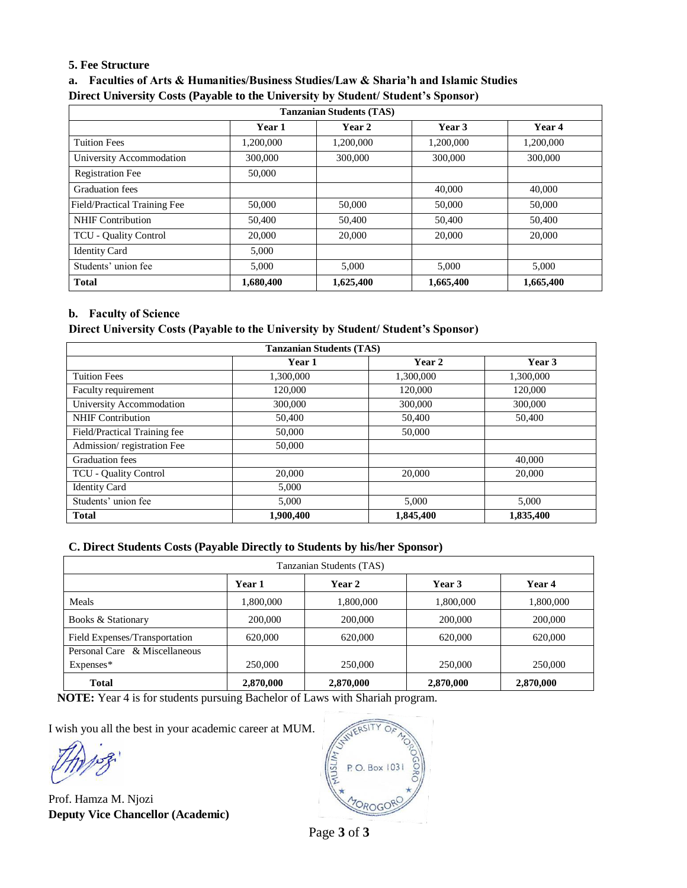### 5. Fee Structure

#### a. Faculties of Arts & Humanities/Business Studies/Law & Sharia'h and Islamic Studies

**Direct University Costs (Payable to the University by Student/ Student's Sponsor)**

| Tanzanian Students (TAS) | | | | |
|---|---|---|---|---|
| | **Year 1** | **Year 2** | **Year 3** | **Year 4** |
| Tuition Fees | 1,200,000 | 1,200,000 | 1,200,000 | 1,200,000 |
| University Accommodation | 300,000 | 300,000 | 300,000 | 300,000 |
| Registration Fee | 50,000 | | | |
| Graduation fees | | | 40,000 | 40,000 |
| Field/Practical Training Fee | 50,000 | 50,000 | 50,000 | 50,000 |
| NHIF Contribution | 50,400 | 50,400 | 50,400 | 50,400 |
| TCU - Quality Control | 20,000 | 20,000 | 20,000 | 20,000 |
| Identity Card | 5,000 | | | |
| Students' union fee | 5,000 | 5,000 | 5,000 | 5,000 |
| **Total** | **1,680,400** | **1,625,400** | **1,665,400** | **1,665,400** |

#### b. Faculty of Science

**Direct University Costs (Payable to the University by Student/ Student's Sponsor)**

| Tanzanian Students (TAS) | | | |
|---|---|---|---|
| | **Year 1** | **Year 2** | **Year 3** |
| Tuition Fees | 1,300,000 | 1,300,000 | 1,300,000 |
| Faculty requirement | 120,000 | 120,000 | 120,000 |
| University Accommodation | 300,000 | 300,000 | 300,000 |
| NHIF Contribution | 50,400 | 50,400 | 50,400 |
| Field/Practical Training fee | 50,000 | 50,000 | |
| Admission/ registration Fee | 50,000 | | |
| Graduation fees | | | 40,000 |
| TCU - Quality Control | 20,000 | 20,000 | 20,000 |
| Identity Card | 5,000 | | |
| Students' union fee | 5,000 | 5,000 | 5,000 |
| **Total** | **1,900,400** | **1,845,400** | **1,835,400** |

#### C. Direct Students Costs (Payable Directly to Students by his/her Sponsor)

| Tanzanian Students (TAS) | | | | |
|---|---|---|---|---|
| | **Year 1** | **Year 2** | **Year 3** | **Year 4** |
| Meals | 1,800,000 | 1,800,000 | 1,800,000 | 1,800,000 |
| Books & Stationary | 200,000 | 200,000 | 200,000 | 200,000 |
| Field Expenses/Transportation | 620,000 | 620,000 | 620,000 | 620,000 |
| Personal Care & Miscellaneous Expenses* | 250,000 | 250,000 | 250,000 | 250,000 |
| **Total** | **2,870,000** | **2,870,000** | **2,870,000** | **2,870,000** |

**NOTE:** Year 4 is for students pursuing Bachelor of Laws with Shariah program.

I wish you all the best in your academic career at MUM.

Prof. Hamza M. Njozi
**Deputy Vice Chancellor (Academic)**

MUSLIM UNIVERSITY OF MOROGORO
P. O. Box 1031
MOROGORO